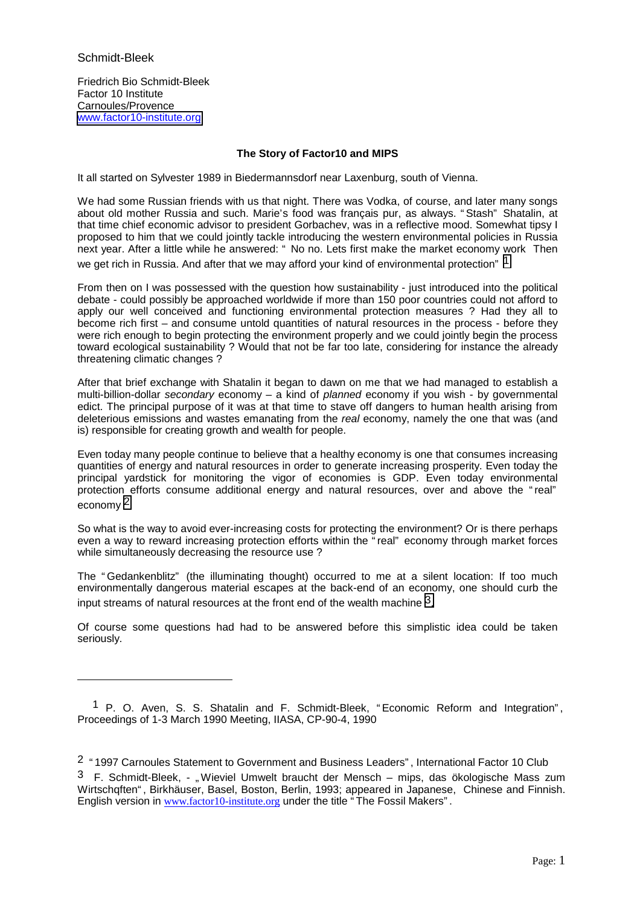Friedrich Bio Schmidt-Bleek
Factor 10 Institute
Carnoules/Provence
www.factor10-institute.org

**The Story of Factor10 and MIPS**

It all started on Sylvester 1989 in Biedermannsdorf near Laxenburg, south of Vienna.

We had some Russian friends with us that night. There was Vodka, of course, and later many songs about old mother Russia and such. Marie's food was français pur, as always. "Stash" Shatalin, at that time chief economic advisor to president Gorbachev, was in a reflective mood. Somewhat tipsy I proposed to him that we could jointly tackle introducing the western environmental policies in Russia next year. After a little while he answered: " No no. Lets first make the market economy work Then we get rich in Russia. And after that we may afford your kind of environmental protection" [1]

From then on I was possessed with the question how sustainability - just introduced into the political debate - could possibly be approached worldwide if more than 150 poor countries could not afford to apply our well conceived and functioning environmental protection measures ? Had they all to become rich first – and consume untold quantities of natural resources in the process - before they were rich enough to begin protecting the environment properly and we could jointly begin the process toward ecological sustainability ? Would that not be far too late, considering for instance the already threatening climatic changes ?

After that brief exchange with Shatalin it began to dawn on me that we had managed to establish a multi-billion-dollar *secondary* economy – a kind of *planned* economy if you wish - by governmental edict. The principal purpose of it was at that time to stave off dangers to human health arising from deleterious emissions and wastes emanating from the *real* economy, namely the one that was (and is) responsible for creating growth and wealth for people.

Even today many people continue to believe that a healthy economy is one that consumes increasing quantities of energy and natural resources in order to generate increasing prosperity. Even today the principal yardstick for monitoring the vigor of economies is GDP. Even today environmental protection efforts consume additional energy and natural resources, over and above the "real" economy [2]

So what is the way to avoid ever-increasing costs for protecting the environment? Or is there perhaps even a way to reward increasing protection efforts within the "real" economy through market forces while simultaneously decreasing the resource use ?

The "Gedankenblitz" (the illuminating thought) occurred to me at a silent location: If too much environmentally dangerous material escapes at the back-end of an economy, one should curb the input streams of natural resources at the front end of the wealth machine [3]

Of course some questions had had to be answered before this simplistic idea could be taken seriously.

---

[1] P. O. Aven, S. S. Shatalin and F. Schmidt-Bleek, "Economic Reform and Integration", Proceedings of 1-3 March 1990 Meeting, IIASA, CP-90-4, 1990

[2] "1997 Carnoules Statement to Government and Business Leaders", International Factor 10 Club

[3] F. Schmidt-Bleek, - „Wieviel Umwelt braucht der Mensch – mips, das ökologische Mass zum Wirtschqften", Birkhäuser, Basel, Boston, Berlin, 1993; appeared in Japanese, Chinese and Finnish. English version in www.factor10-institute.org under the title "The Fossil Makers".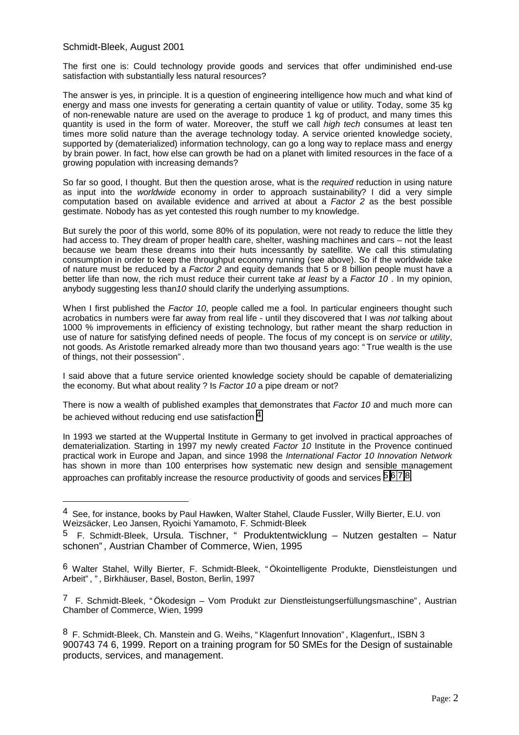The first one is: Could technology provide goods and services that offer undiminished end-use satisfaction with substantially less natural resources?

The answer is yes, in principle. It is a question of engineering intelligence how much and what kind of energy and mass one invests for generating a certain quantity of value or utility. Today, some 35 kg of non-renewable nature are used on the average to produce 1 kg of product, and many times this quantity is used in the form of water. Moreover, the stuff we call *high tech* consumes at least ten times more solid nature than the average technology today. A service oriented knowledge society, supported by (dematerialized) information technology, can go a long way to replace mass and energy by brain power. In fact, how else can growth be had on a planet with limited resources in the face of a growing population with increasing demands?

So far so good, I thought. But then the question arose, what is the *required* reduction in using nature as input into the *worldwide* economy in order to approach sustainability? I did a very simple computation based on available evidence and arrived at about a *Factor 2* as the best possible gestimate. Nobody has as yet contested this rough number to my knowledge.

But surely the poor of this world, some 80% of its population, were not ready to reduce the little they had access to. They dream of proper health care, shelter, washing machines and cars – not the least because we beam these dreams into their huts incessantly by satellite. We call this stimulating consumption in order to keep the throughput economy running (see above). So if the worldwide take of nature must be reduced by a *Factor 2* and equity demands that 5 or 8 billion people must have a better life than now, the rich must reduce their current take *at least* by a *Factor 10* . In my opinion, anybody suggesting less than*10* should clarify the underlying assumptions.

When I first published the *Factor 10*, people called me a fool. In particular engineers thought such acrobatics in numbers were far away from real life - until they discovered that I was *not* talking about 1000 % improvements in efficiency of existing technology, but rather meant the sharp reduction in use of nature for satisfying defined needs of people. The focus of my concept is on *service* or *utility*, not goods. As Aristotle remarked already more than two thousand years ago: "True wealth is the use of things, not their possession".

I said above that a future service oriented knowledge society should be capable of dematerializing the economy. But what about reality ? Is *Factor 10* a pipe dream or not?

There is now a wealth of published examples that demonstrates that *Factor 10* and much more can be achieved without reducing end use satisfaction [4].

In 1993 we started at the Wuppertal Institute in Germany to get involved in practical approaches of dematerialization. Starting in 1997 my newly created *Factor 10* Institute in the Provence continued practical work in Europe and Japan, and since 1998 the *International Factor 10 Innovation Network* has shown in more than 100 enterprises how systematic new design and sensible management approaches can profitably increase the resource productivity of goods and services [5][6][7][8].

---

[4] See, for instance, books by Paul Hawken, Walter Stahel, Claude Fussler, Willy Bierter, E.U. von Weizsäcker, Leo Jansen, Ryoichi Yamamoto, F. Schmidt-Bleek

[5] F. Schmidt-Bleek, Ursula. Tischner, " Produktentwicklung – Nutzen gestalten – Natur schonen", Austrian Chamber of Commerce, Wien, 1995

[6] Walter Stahel, Willy Bierter, F. Schmidt-Bleek, "Ökointelligente Produkte, Dienstleistungen und Arbeit", " , Birkhäuser, Basel, Boston, Berlin, 1997

[7] F. Schmidt-Bleek, "Ökodesign – Vom Produkt zur Dienstleistungserfüllungsmaschine", Austrian Chamber of Commerce, Wien, 1999

[8] F. Schmidt-Bleek, Ch. Manstein and G. Weihs, "Klagenfurt Innovation", Klagenfurt,, ISBN 3 900743 74 6, 1999. Report on a training program for 50 SMEs for the Design of sustainable products, services, and management.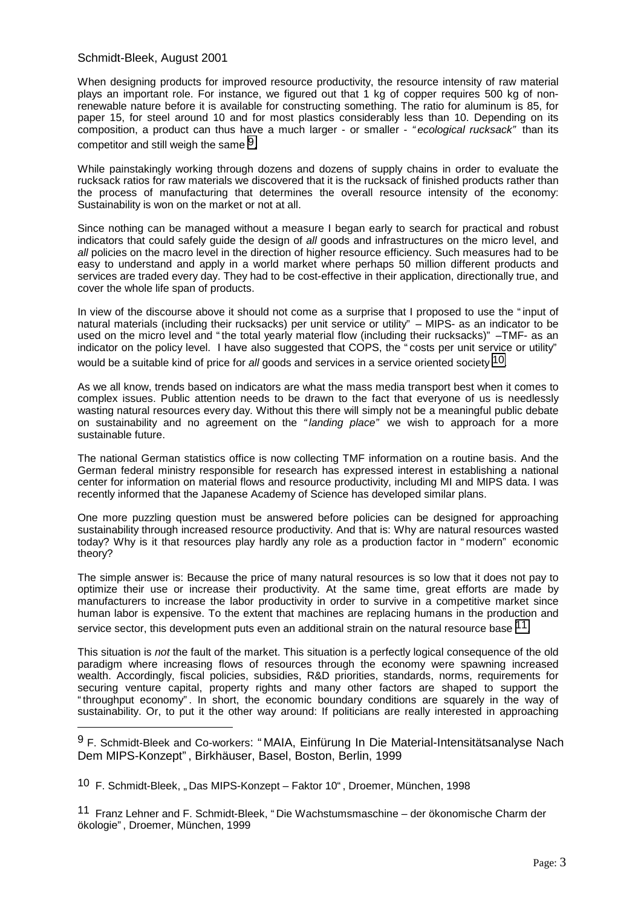When designing products for improved resource productivity, the resource intensity of raw material plays an important role. For instance, we figured out that 1 kg of copper requires 500 kg of non-renewable nature before it is available for constructing something. The ratio for aluminum is 85, for paper 15, for steel around 10 and for most plastics considerably less than 10. Depending on its composition, a product can thus have a much larger - or smaller - *"ecological rucksack"* than its competitor and still weigh the same [9].

While painstakingly working through dozens and dozens of supply chains in order to evaluate the rucksack ratios for raw materials we discovered that it is the rucksack of finished products rather than the process of manufacturing that determines the overall resource intensity of the economy: Sustainability is won on the market or not at all.

Since nothing can be managed without a measure I began early to search for practical and robust indicators that could safely guide the design of *all* goods and infrastructures on the micro level, and *all* policies on the macro level in the direction of higher resource efficiency. Such measures had to be easy to understand and apply in a world market where perhaps 50 million different products and services are traded every day. They had to be cost-effective in their application, directionally true, and cover the whole life span of products.

In view of the discourse above it should not come as a surprise that I proposed to use the "input of natural materials (including their rucksacks) per unit service or utility" – MIPS- as an indicator to be used on the micro level and "the total yearly material flow (including their rucksacks)" –TMF- as an indicator on the policy level. I have also suggested that COPS, the "costs per unit service or utility" would be a suitable kind of price for *all* goods and services in a service oriented society [10].

As we all know, trends based on indicators are what the mass media transport best when it comes to complex issues. Public attention needs to be drawn to the fact that everyone of us is needlessly wasting natural resources every day. Without this there will simply not be a meaningful public debate on sustainability and no agreement on the *"landing place"* we wish to approach for a more sustainable future.

The national German statistics office is now collecting TMF information on a routine basis. And the German federal ministry responsible for research has expressed interest in establishing a national center for information on material flows and resource productivity, including MI and MIPS data. I was recently informed that the Japanese Academy of Science has developed similar plans.

One more puzzling question must be answered before policies can be designed for approaching sustainability through increased resource productivity. And that is: Why are natural resources wasted today? Why is it that resources play hardly any role as a production factor in "modern" economic theory?

The simple answer is: Because the price of many natural resources is so low that it does not pay to optimize their use or increase their productivity. At the same time, great efforts are made by manufacturers to increase the labor productivity in order to survive in a competitive market since human labor is expensive. To the extent that machines are replacing humans in the production and service sector, this development puts even an additional strain on the natural resource base [11].

This situation is *not* the fault of the market. This situation is a perfectly logical consequence of the old paradigm where increasing flows of resources through the economy were spawning increased wealth. Accordingly, fiscal policies, subsidies, R&D priorities, standards, norms, requirements for securing venture capital, property rights and many other factors are shaped to support the "throughput economy". In short, the economic boundary conditions are squarely in the way of sustainability. Or, to put it the other way around: If politicians are really interested in approaching

---

[9] F. Schmidt-Bleek and Co-workers: "MAIA, Einfürung In Die Material-Intensitätsanalyse Nach Dem MIPS-Konzept", Birkhäuser, Basel, Boston, Berlin, 1999

[10] F. Schmidt-Bleek, „Das MIPS-Konzept – Faktor 10", Droemer, München, 1998

[11] Franz Lehner and F. Schmidt-Bleek, "Die Wachstumsmaschine – der ökonomische Charm der ökologie", Droemer, München, 1999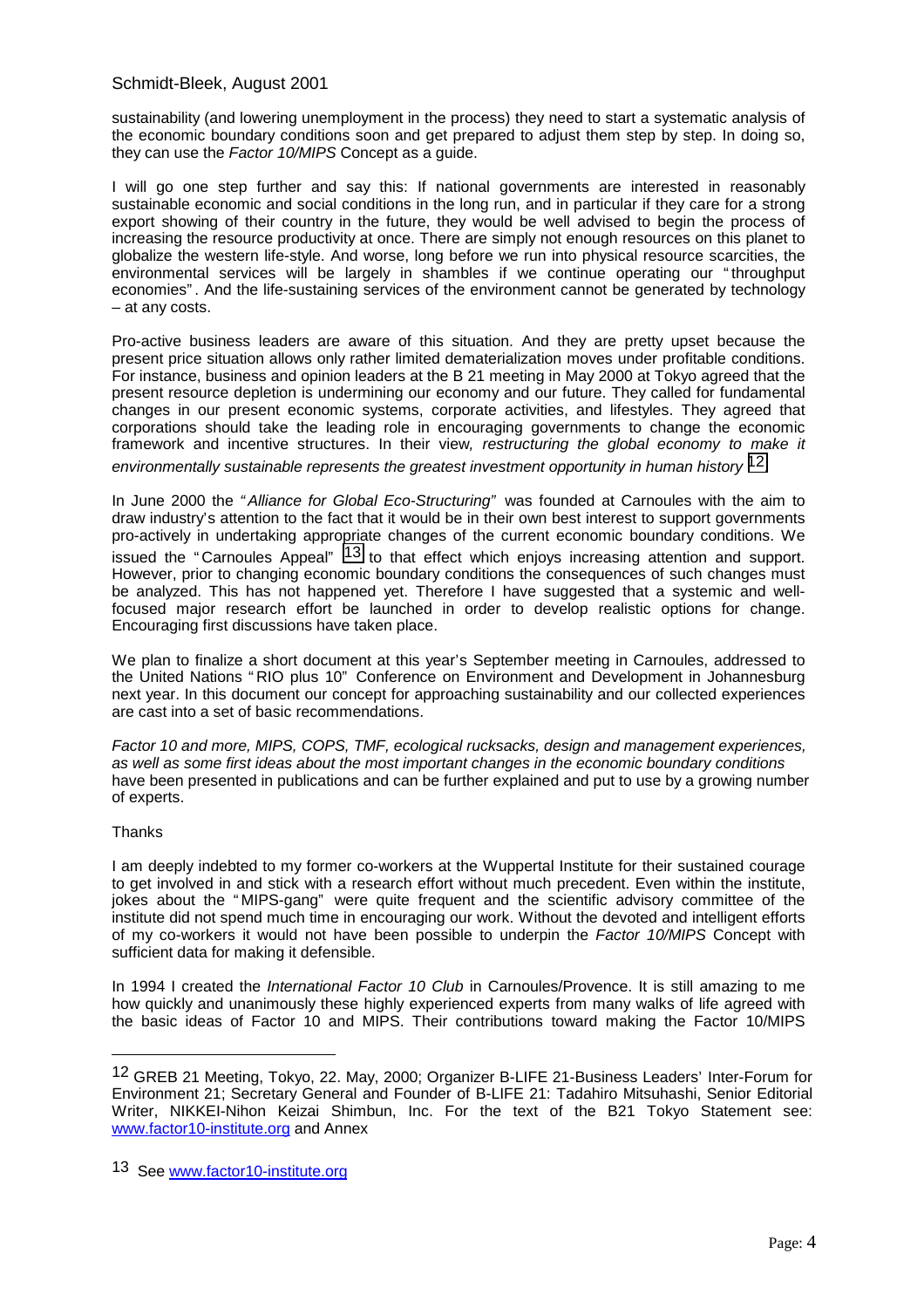sustainability (and lowering unemployment in the process) they need to start a systematic analysis of the economic boundary conditions soon and get prepared to adjust them step by step. In doing so, they can use the *Factor 10/MIPS* Concept as a guide.

I will go one step further and say this: If national governments are interested in reasonably sustainable economic and social conditions in the long run, and in particular if they care for a strong export showing of their country in the future, they would be well advised to begin the process of increasing the resource productivity at once. There are simply not enough resources on this planet to globalize the western life-style. And worse, long before we run into physical resource scarcities, the environmental services will be largely in shambles if we continue operating our "throughput economies". And the life-sustaining services of the environment cannot be generated by technology – at any costs.

Pro-active business leaders are aware of this situation. And they are pretty upset because the present price situation allows only rather limited dematerialization moves under profitable conditions. For instance, business and opinion leaders at the B 21 meeting in May 2000 at Tokyo agreed that the present resource depletion is undermining our economy and our future. They called for fundamental changes in our present economic systems, corporate activities, and lifestyles. They agreed that corporations should take the leading role in encouraging governments to change the economic framework and incentive structures. In their view*, restructuring the global economy to make it environmentally sustainable represents the greatest investment opportunity in human history* [12]

In June 2000 the *"Alliance for Global Eco-Structuring"* was founded at Carnoules with the aim to draw industry's attention to the fact that it would be in their own best interest to support governments pro-actively in undertaking appropriate changes of the current economic boundary conditions. We issued the "Carnoules Appeal" [13] to that effect which enjoys increasing attention and support. However, prior to changing economic boundary conditions the consequences of such changes must be analyzed. This has not happened yet. Therefore I have suggested that a systemic and well-focused major research effort be launched in order to develop realistic options for change. Encouraging first discussions have taken place.

We plan to finalize a short document at this year's September meeting in Carnoules, addressed to the United Nations "RIO plus 10" Conference on Environment and Development in Johannesburg next year. In this document our concept for approaching sustainability and our collected experiences are cast into a set of basic recommendations.

*Factor 10 and more, MIPS, COPS, TMF, ecological rucksacks, design and management experiences, as well as some first ideas about the most important changes in the economic boundary conditions* have been presented in publications and can be further explained and put to use by a growing number of experts.

Thanks

I am deeply indebted to my former co-workers at the Wuppertal Institute for their sustained courage to get involved in and stick with a research effort without much precedent. Even within the institute, jokes about the "MIPS-gang" were quite frequent and the scientific advisory committee of the institute did not spend much time in encouraging our work. Without the devoted and intelligent efforts of my co-workers it would not have been possible to underpin the *Factor 10/MIPS* Concept with sufficient data for making it defensible.

In 1994 I created the *International Factor 10 Club* in Carnoules/Provence. It is still amazing to me how quickly and unanimously these highly experienced experts from many walks of life agreed with the basic ideas of Factor 10 and MIPS. Their contributions toward making the Factor 10/MIPS

---

[12] GREB 21 Meeting, Tokyo, 22. May, 2000; Organizer B-LIFE 21-Business Leaders' Inter-Forum for Environment 21; Secretary General and Founder of B-LIFE 21: Tadahiro Mitsuhashi, Senior Editorial Writer, NIKKEI-Nihon Keizai Shimbun, Inc. For the text of the B21 Tokyo Statement see: www.factor10-institute.org and Annex

[13] See www.factor10-institute.org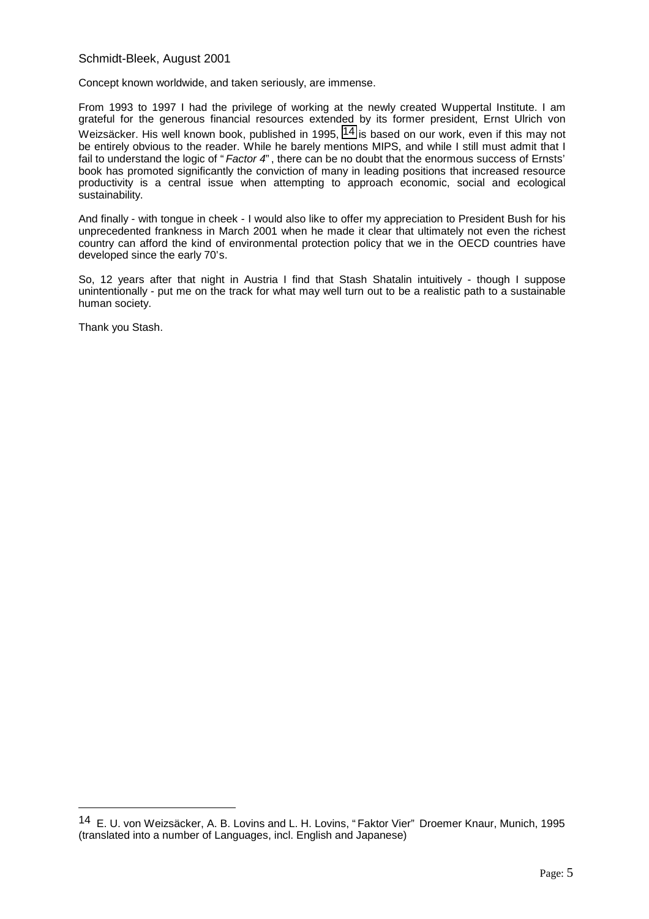Concept known worldwide, and taken seriously, are immense.

From 1993 to 1997 I had the privilege of working at the newly created Wuppertal Institute. I am grateful for the generous financial resources extended by its former president, Ernst Ulrich von Weizsäcker. His well known book, published in 1995, [14] is based on our work, even if this may not be entirely obvious to the reader. While he barely mentions MIPS, and while I still must admit that I fail to understand the logic of "*Factor 4*", there can be no doubt that the enormous success of Ernsts' book has promoted significantly the conviction of many in leading positions that increased resource productivity is a central issue when attempting to approach economic, social and ecological sustainability.

And finally - with tongue in cheek - I would also like to offer my appreciation to President Bush for his unprecedented frankness in March 2001 when he made it clear that ultimately not even the richest country can afford the kind of environmental protection policy that we in the OECD countries have developed since the early 70's.

So, 12 years after that night in Austria I find that Stash Shatalin intuitively - though I suppose unintentionally - put me on the track for what may well turn out to be a realistic path to a sustainable human society.

Thank you Stash.

---

[14] E. U. von Weizsäcker, A. B. Lovins and L. H. Lovins, "Faktor Vier" Droemer Knaur, Munich, 1995 (translated into a number of Languages, incl. English and Japanese)